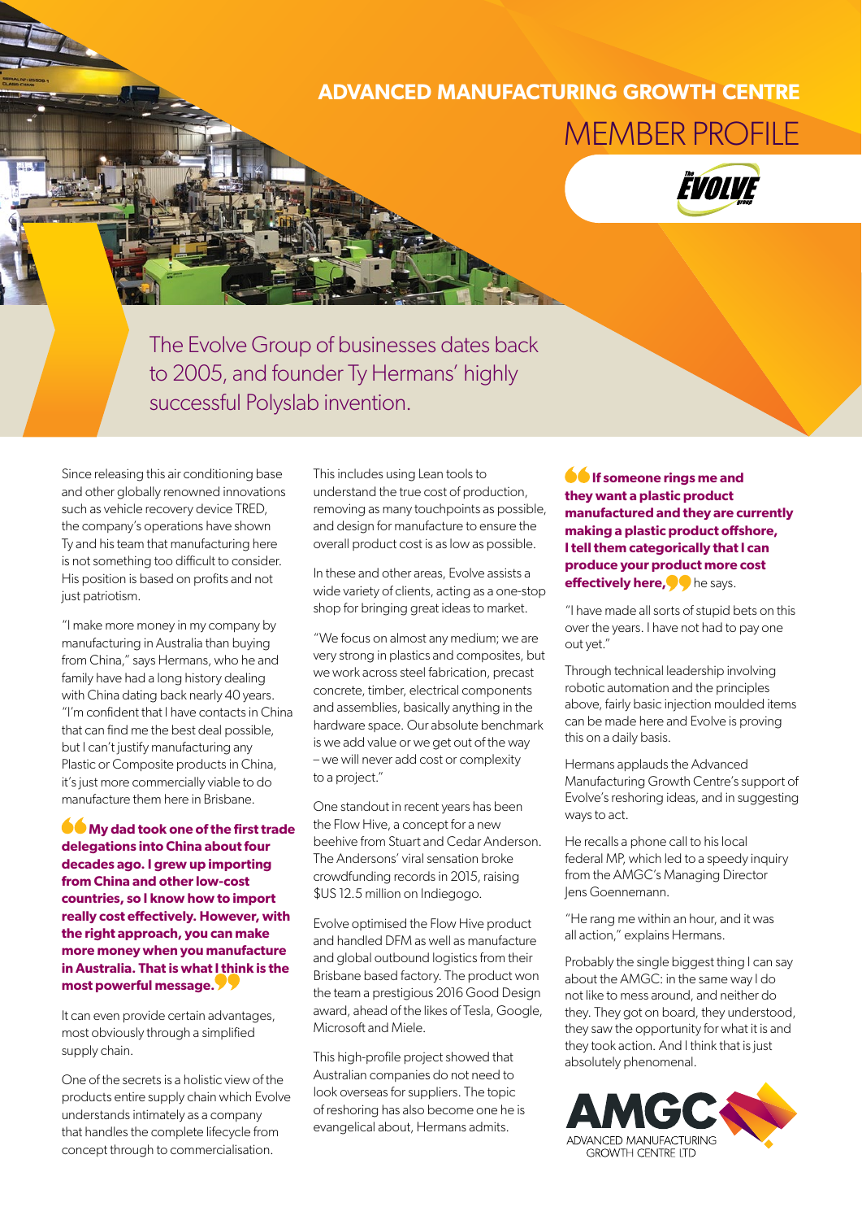## ADVANCED MANUFACTURING GROWTH CENTRE

# MEMBER PROFILE

The Evolve Group of businesses dates back to 2005, and founder Ty Hermans' highly successful Polyslab invention.

Since releasing this air conditioning base and other globally renowned innovations such as vehicle recovery device TRED, the company's operations have shown Ty and his team that manufacturing here is not something too difficult to consider. His position is based on profits and not just patriotism.

"I make more money in my company by manufacturing in Australia than buying from China," says Hermans, who he and family have had a long history dealing with China dating back nearly 40 years. "I'm confident that I have contacts in China that can find me the best deal possible, but I can't justify manufacturing any Plastic or Composite products in China, it's just more commercially viable to do manufacture them here in Brisbane.

**"My dad took one of the first trade delegations into China about four decades ago. I grew up importing from China and other low-cost countries, so I know how to import really cost effectively. However, with the right approach, you can make more money when you manufacture in Australia. That is what I think is the most powerful message."**

It can even provide certain advantages, most obviously through a simplified supply chain.

One of the secrets is a holistic view of the products entire supply chain which Evolve understands intimately as a company that handles the complete lifecycle from concept through to commercialisation.

This includes using Lean tools to understand the true cost of production, removing as many touchpoints as possible, and design for manufacture to ensure the overall product cost is as low as possible.

In these and other areas, Evolve assists a wide variety of clients, acting as a one-stop shop for bringing great ideas to market.

"We focus on almost any medium; we are very strong in plastics and composites, but we work across steel fabrication, precast concrete, timber, electrical components and assemblies, basically anything in the hardware space. Our absolute benchmark is we add value or we get out of the way – we will never add cost or complexity to a project."

One standout in recent years has been the Flow Hive, a concept for a new beehive from Stuart and Cedar Anderson. The Andersons' viral sensation broke crowdfunding records in 2015, raising $US 12.5 million on Indiegogo.

Evolve optimised the Flow Hive product and handled DFM as well as manufacture and global outbound logistics from their Brisbane based factory. The product won the team a prestigious 2016 Good Design award, ahead of the likes of Tesla, Google, Microsoft and Miele.

This high-profile project showed that Australian companies do not need to look overseas for suppliers. The topic of reshoring has also become one he is evangelical about, Hermans admits.

**"If someone rings me and they want a plastic product manufactured and they are currently making a plastic product offshore, I tell them categorically that I can produce your product more cost effectively here,"** he says.

"I have made all sorts of stupid bets on this over the years. I have not had to pay one out yet."

Through technical leadership involving robotic automation and the principles above, fairly basic injection moulded items can be made here and Evolve is proving this on a daily basis.

Hermans applauds the Advanced Manufacturing Growth Centre's support of Evolve's reshoring ideas, and in suggesting ways to act.

He recalls a phone call to his local federal MP, which led to a speedy inquiry from the AMGC's Managing Director Jens Goennemann.

"He rang me within an hour, and it was all action," explains Hermans.

Probably the single biggest thing I can say about the AMGC: in the same way I do not like to mess around, and neither do they. They got on board, they understood, they saw the opportunity for what it is and they took action. And I think that is just absolutely phenomenal.

AMGC ADVANCED MANUFACTURING GROWTH CENTRE LTD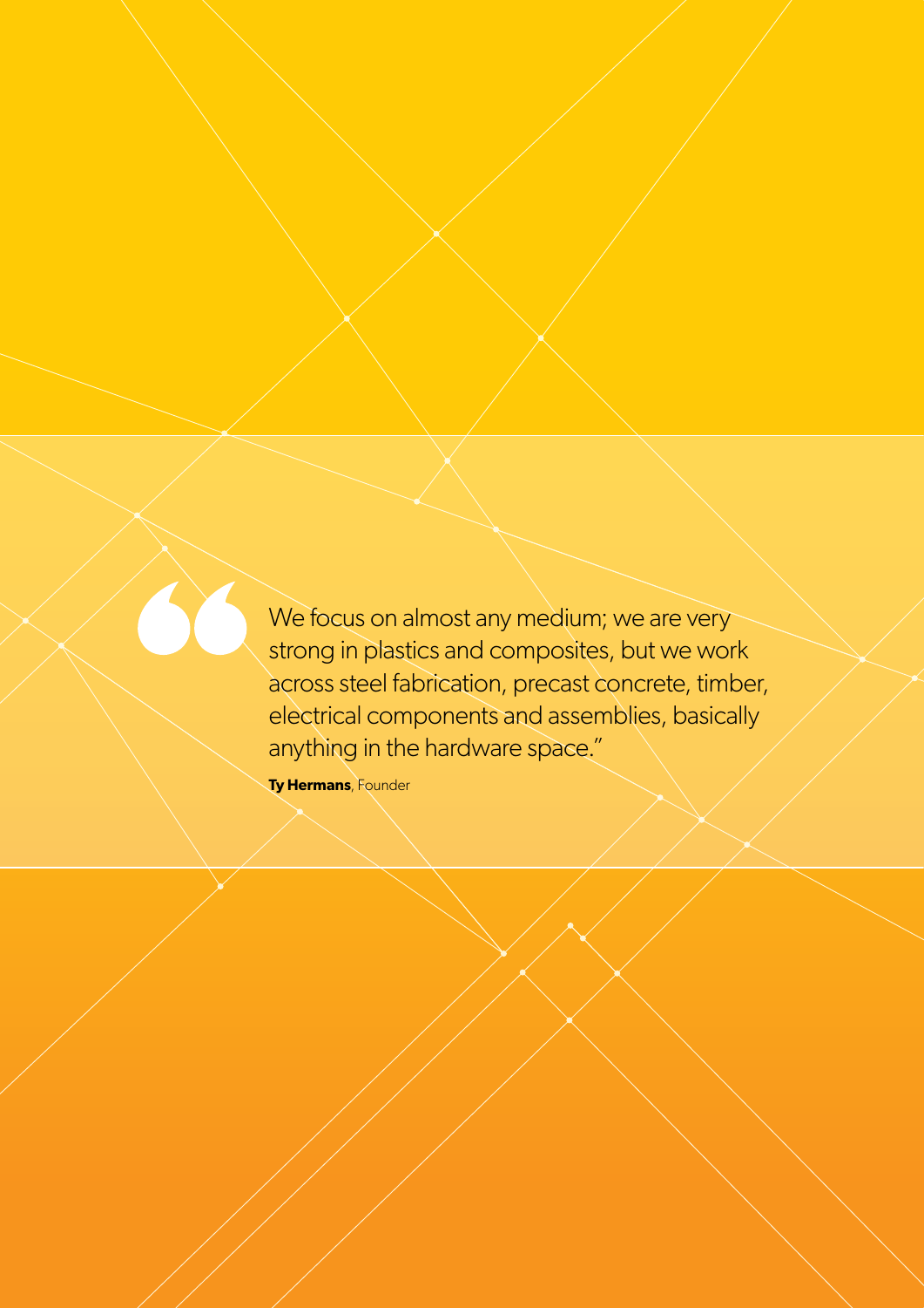> "We focus on almost any medium; we are very strong in plastics and composites, but we work across steel fabrication, precast concrete, timber, electrical components and assemblies, basically anything in the hardware space."
>
> **Ty Hermans**, Founder